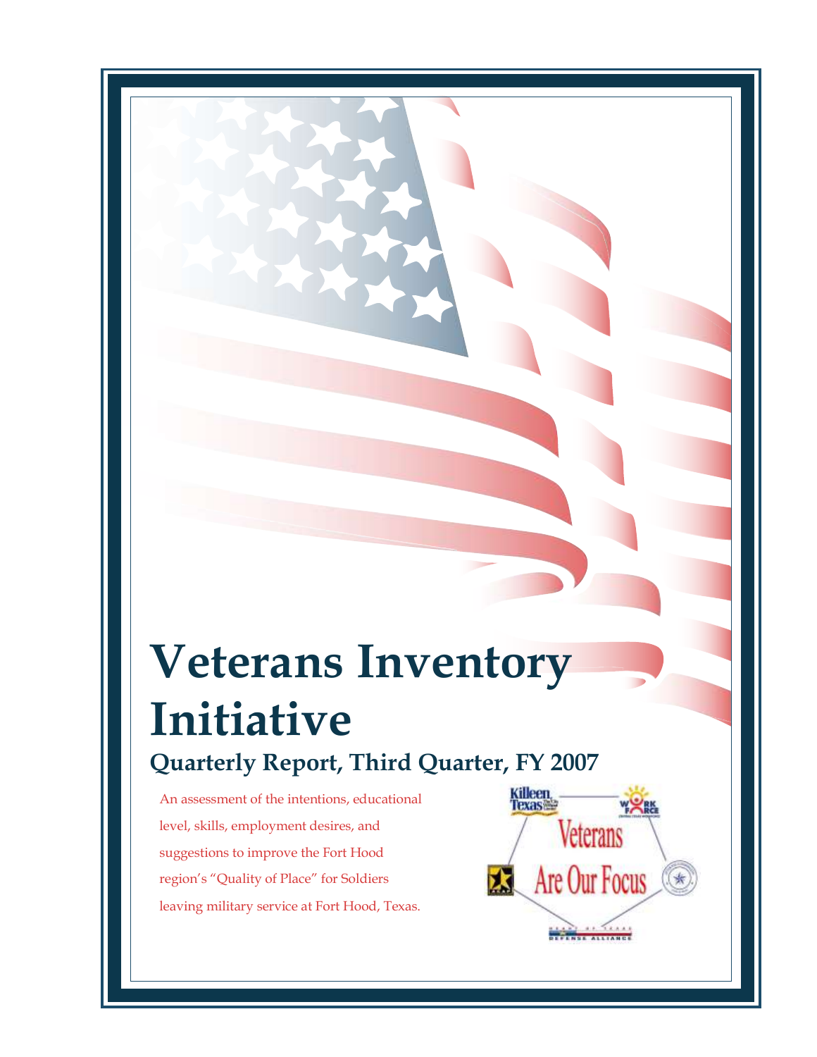# Veterans Inventory Initiative

## Quarterly Report, Third Quarter, FY 2007

An assessment of the intentions, educational level, skills, employment desires, and suggestions to improve the Fort Hood region's "Quality of Place" for Soldiers leaving military service at Fort Hood, Texas.

Veterans Are Our Focus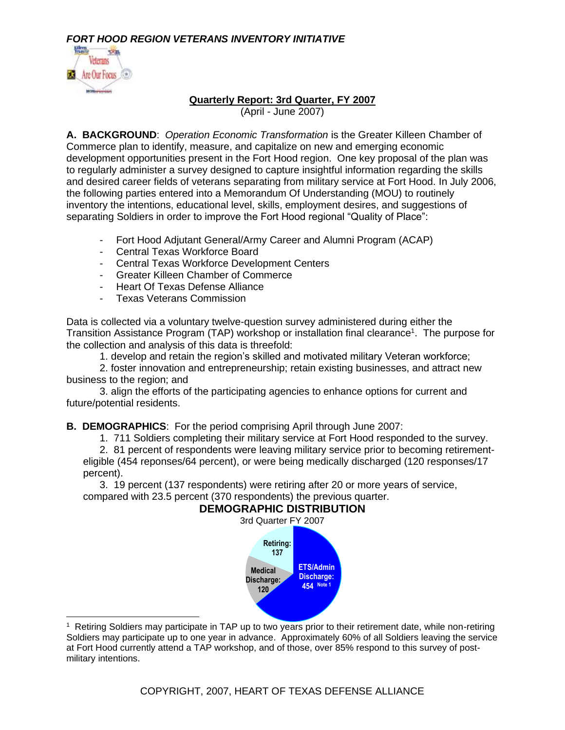*FORT HOOD REGION VETERANS INVENTORY INITIATIVE*

**Quarterly Report: 3rd Quarter, FY 2007**
(April - June 2007)

**A. BACKGROUND**: *Operation Economic Transformation* is the Greater Killeen Chamber of Commerce plan to identify, measure, and capitalize on new and emerging economic development opportunities present in the Fort Hood region. One key proposal of the plan was to regularly administer a survey designed to capture insightful information regarding the skills and desired career fields of veterans separating from military service at Fort Hood. In July 2006, the following parties entered into a Memorandum Of Understanding (MOU) to routinely inventory the intentions, educational level, skills, employment desires, and suggestions of separating Soldiers in order to improve the Fort Hood regional "Quality of Place":

- Fort Hood Adjutant General/Army Career and Alumni Program (ACAP)
- Central Texas Workforce Board
- Central Texas Workforce Development Centers
- Greater Killeen Chamber of Commerce
- Heart Of Texas Defense Alliance
- Texas Veterans Commission

Data is collected via a voluntary twelve-question survey administered during either the Transition Assistance Program (TAP) workshop or installation final clearance[1]. The purpose for the collection and analysis of this data is threefold:

1. develop and retain the region's skilled and motivated military Veteran workforce;
2. foster innovation and entrepreneurship; retain existing businesses, and attract new business to the region; and
3. align the efforts of the participating agencies to enhance options for current and future/potential residents.

**B. DEMOGRAPHICS**: For the period comprising April through June 2007:

1. 711 Soldiers completing their military service at Fort Hood responded to the survey.
2. 81 percent of respondents were leaving military service prior to becoming retirement-eligible (454 reponses/64 percent), or were being medically discharged (120 responses/17 percent).
3. 19 percent (137 respondents) were retiring after 20 or more years of service, compared with 23.5 percent (370 respondents) the previous quarter.

**DEMOGRAPHIC DISTRIBUTION**
3rd Quarter FY 2007

Retiring: 137
Medical Discharge: 120
ETS/Admin Discharge: 454 Note 1

[1] Retiring Soldiers may participate in TAP up to two years prior to their retirement date, while non-retiring Soldiers may participate up to one year in advance. Approximately 60% of all Soldiers leaving the service at Fort Hood currently attend a TAP workshop, and of those, over 85% respond to this survey of post-military intentions.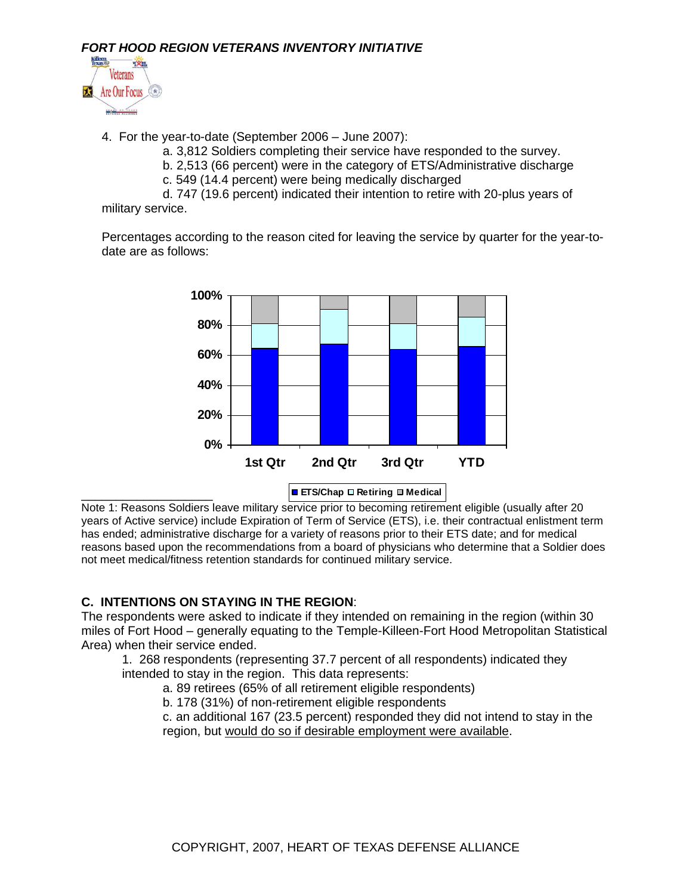*FORT HOOD REGION VETERANS INVENTORY INITIATIVE*

4. For the year-to-date (September 2006 – June 2007):

   a. 3,812 Soldiers completing their service have responded to the survey.

   b. 2,513 (66 percent) were in the category of ETS/Administrative discharge

   c. 549 (14.4 percent) were being medically discharged

   d. 747 (19.6 percent) indicated their intention to retire with 20-plus years of military service.

Percentages according to the reason cited for leaving the service by quarter for the year-to-date are as follows:

Note 1: Reasons Soldiers leave military service prior to becoming retirement eligible (usually after 20 years of Active service) include Expiration of Term of Service (ETS), i.e. their contractual enlistment term has ended; administrative discharge for a variety of reasons prior to their ETS date; and for medical reasons based upon the recommendations from a board of physicians who determine that a Soldier does not meet medical/fitness retention standards for continued military service.

## C. INTENTIONS ON STAYING IN THE REGION:

The respondents were asked to indicate if they intended on remaining in the region (within 30 miles of Fort Hood – generally equating to the Temple-Killeen-Fort Hood Metropolitan Statistical Area) when their service ended.

1. 268 respondents (representing 37.7 percent of all respondents) indicated they intended to stay in the region. This data represents:

   a. 89 retirees (65% of all retirement eligible respondents)

   b. 178 (31%) of non-retirement eligible respondents

   c. an additional 167 (23.5 percent) responded they did not intend to stay in the region, but would do so if desirable employment were available.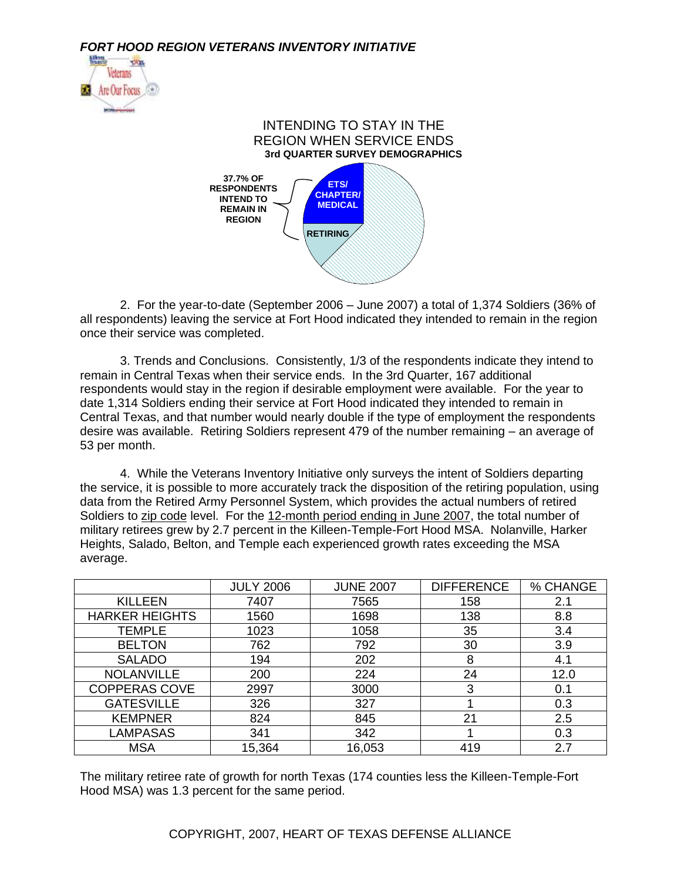*FORT HOOD REGION VETERANS INVENTORY INITIATIVE*

INTENDING TO STAY IN THE REGION WHEN SERVICE ENDS
**3rd QUARTER SURVEY DEMOGRAPHICS**

**37.7% OF RESPONDENTS INTEND TO REMAIN IN REGION**

**ETS/ CHAPTER/ MEDICAL**

**RETIRING**

2. For the year-to-date (September 2006 – June 2007) a total of 1,374 Soldiers (36% of all respondents) leaving the service at Fort Hood indicated they intended to remain in the region once their service was completed.

3. Trends and Conclusions. Consistently, 1/3 of the respondents indicate they intend to remain in Central Texas when their service ends. In the 3rd Quarter, 167 additional respondents would stay in the region if desirable employment were available. For the year to date 1,314 Soldiers ending their service at Fort Hood indicated they intended to remain in Central Texas, and that number would nearly double if the type of employment the respondents desire was available. Retiring Soldiers represent 479 of the number remaining – an average of 53 per month.

4. While the Veterans Inventory Initiative only surveys the intent of Soldiers departing the service, it is possible to more accurately track the disposition of the retiring population, using data from the Retired Army Personnel System, which provides the actual numbers of retired Soldiers to zip code level. For the 12-month period ending in June 2007, the total number of military retirees grew by 2.7 percent in the Killeen-Temple-Fort Hood MSA. Nolanville, Harker Heights, Salado, Belton, and Temple each experienced growth rates exceeding the MSA average.

| | JULY 2006 | JUNE 2007 | DIFFERENCE | % CHANGE |
|---|---|---|---|---|
| KILLEEN | 7407 | 7565 | 158 | 2.1 |
| HARKER HEIGHTS | 1560 | 1698 | 138 | 8.8 |
| TEMPLE | 1023 | 1058 | 35 | 3.4 |
| BELTON | 762 | 792 | 30 | 3.9 |
| SALADO | 194 | 202 | 8 | 4.1 |
| NOLANVILLE | 200 | 224 | 24 | 12.0 |
| COPPERAS COVE | 2997 | 3000 | 3 | 0.1 |
| GATESVILLE | 326 | 327 | 1 | 0.3 |
| KEMPNER | 824 | 845 | 21 | 2.5 |
| LAMPASAS | 341 | 342 | 1 | 0.3 |
| MSA | 15,364 | 16,053 | 419 | 2.7 |

The military retiree rate of growth for north Texas (174 counties less the Killeen-Temple-Fort Hood MSA) was 1.3 percent for the same period.

COPYRIGHT, 2007, HEART OF TEXAS DEFENSE ALLIANCE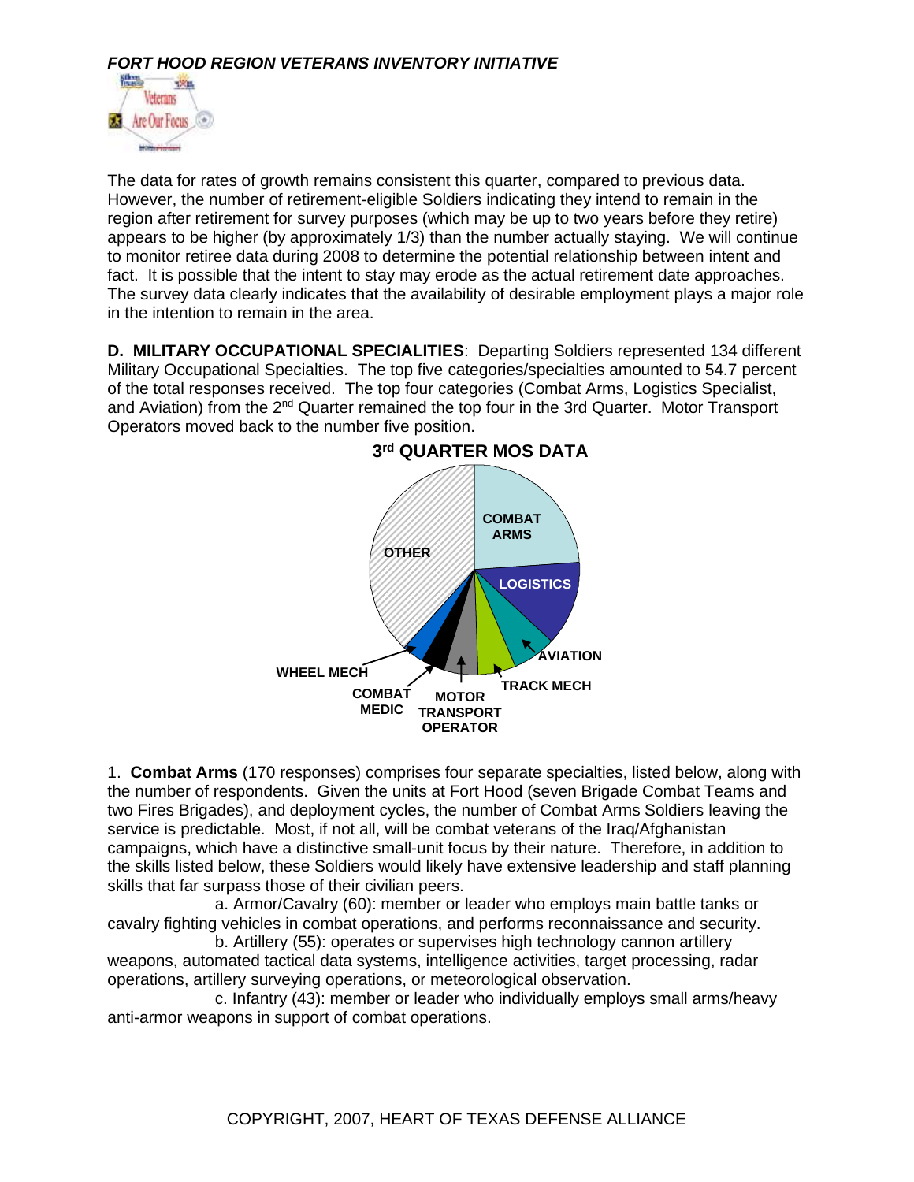*FORT HOOD REGION VETERANS INVENTORY INITIATIVE*

The data for rates of growth remains consistent this quarter, compared to previous data. However, the number of retirement-eligible Soldiers indicating they intend to remain in the region after retirement for survey purposes (which may be up to two years before they retire) appears to be higher (by approximately 1/3) than the number actually staying. We will continue to monitor retiree data during 2008 to determine the potential relationship between intent and fact. It is possible that the intent to stay may erode as the actual retirement date approaches. The survey data clearly indicates that the availability of desirable employment plays a major role in the intention to remain in the area.

**D. MILITARY OCCUPATIONAL SPECIALITIES**: Departing Soldiers represented 134 different Military Occupational Specialties. The top five categories/specialties amounted to 54.7 percent of the total responses received. The top four categories (Combat Arms, Logistics Specialist, and Aviation) from the 2nd Quarter remained the top four in the 3rd Quarter. Motor Transport Operators moved back to the number five position.

**3rd QUARTER MOS DATA**

COMBAT ARMS, LOGISTICS, AVIATION, TRACK MECH, MOTOR TRANSPORT OPERATOR, COMBAT MEDIC, WHEEL MECH, OTHER

1. **Combat Arms** (170 responses) comprises four separate specialties, listed below, along with the number of respondents. Given the units at Fort Hood (seven Brigade Combat Teams and two Fires Brigades), and deployment cycles, the number of Combat Arms Soldiers leaving the service is predictable. Most, if not all, will be combat veterans of the Iraq/Afghanistan campaigns, which have a distinctive small-unit focus by their nature. Therefore, in addition to the skills listed below, these Soldiers would likely have extensive leadership and staff planning skills that far surpass those of their civilian peers.

a. Armor/Cavalry (60): member or leader who employs main battle tanks or cavalry fighting vehicles in combat operations, and performs reconnaissance and security.

b. Artillery (55): operates or supervises high technology cannon artillery weapons, automated tactical data systems, intelligence activities, target processing, radar operations, artillery surveying operations, or meteorological observation.

c. Infantry (43): member or leader who individually employs small arms/heavy anti-armor weapons in support of combat operations.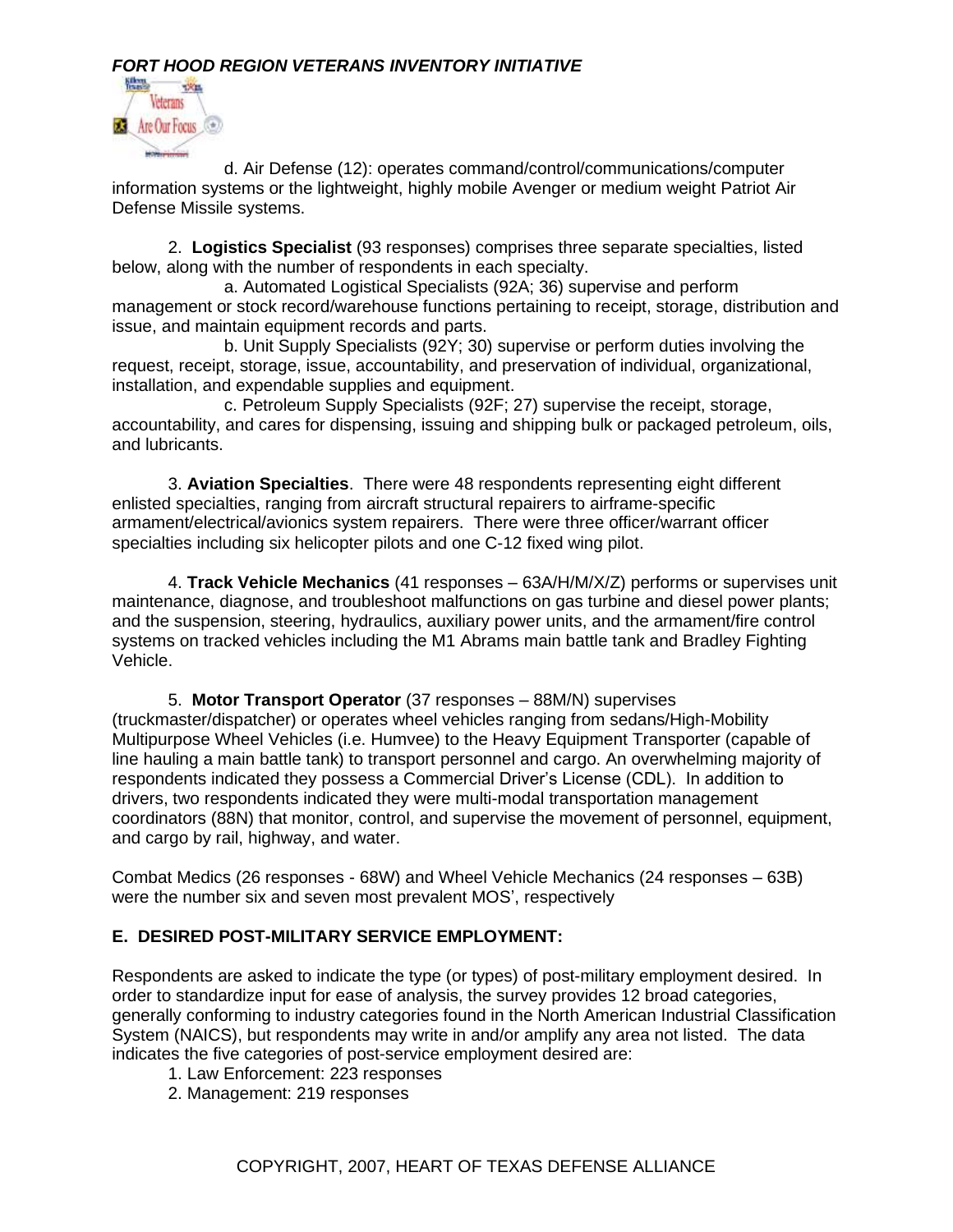d. Air Defense (12): operates command/control/communications/computer information systems or the lightweight, highly mobile Avenger or medium weight Patriot Air Defense Missile systems.

2. **Logistics Specialist** (93 responses) comprises three separate specialties, listed below, along with the number of respondents in each specialty.

a. Automated Logistical Specialists (92A; 36) supervise and perform management or stock record/warehouse functions pertaining to receipt, storage, distribution and issue, and maintain equipment records and parts.

b. Unit Supply Specialists (92Y; 30) supervise or perform duties involving the request, receipt, storage, issue, accountability, and preservation of individual, organizational, installation, and expendable supplies and equipment.

c. Petroleum Supply Specialists (92F; 27) supervise the receipt, storage, accountability, and cares for dispensing, issuing and shipping bulk or packaged petroleum, oils, and lubricants.

3. **Aviation Specialties**. There were 48 respondents representing eight different enlisted specialties, ranging from aircraft structural repairers to airframe-specific armament/electrical/avionics system repairers. There were three officer/warrant officer specialties including six helicopter pilots and one C-12 fixed wing pilot.

4. **Track Vehicle Mechanics** (41 responses – 63A/H/M/X/Z) performs or supervises unit maintenance, diagnose, and troubleshoot malfunctions on gas turbine and diesel power plants; and the suspension, steering, hydraulics, auxiliary power units, and the armament/fire control systems on tracked vehicles including the M1 Abrams main battle tank and Bradley Fighting Vehicle.

5. **Motor Transport Operator** (37 responses – 88M/N) supervises (truckmaster/dispatcher) or operates wheel vehicles ranging from sedans/High-Mobility Multipurpose Wheel Vehicles (i.e. Humvee) to the Heavy Equipment Transporter (capable of line hauling a main battle tank) to transport personnel and cargo. An overwhelming majority of respondents indicated they possess a Commercial Driver's License (CDL). In addition to drivers, two respondents indicated they were multi-modal transportation management coordinators (88N) that monitor, control, and supervise the movement of personnel, equipment, and cargo by rail, highway, and water.

Combat Medics (26 responses - 68W) and Wheel Vehicle Mechanics (24 responses – 63B) were the number six and seven most prevalent MOS', respectively

## E. DESIRED POST-MILITARY SERVICE EMPLOYMENT:

Respondents are asked to indicate the type (or types) of post-military employment desired. In order to standardize input for ease of analysis, the survey provides 12 broad categories, generally conforming to industry categories found in the North American Industrial Classification System (NAICS), but respondents may write in and/or amplify any area not listed. The data indicates the five categories of post-service employment desired are:

1. Law Enforcement: 223 responses
2. Management: 219 responses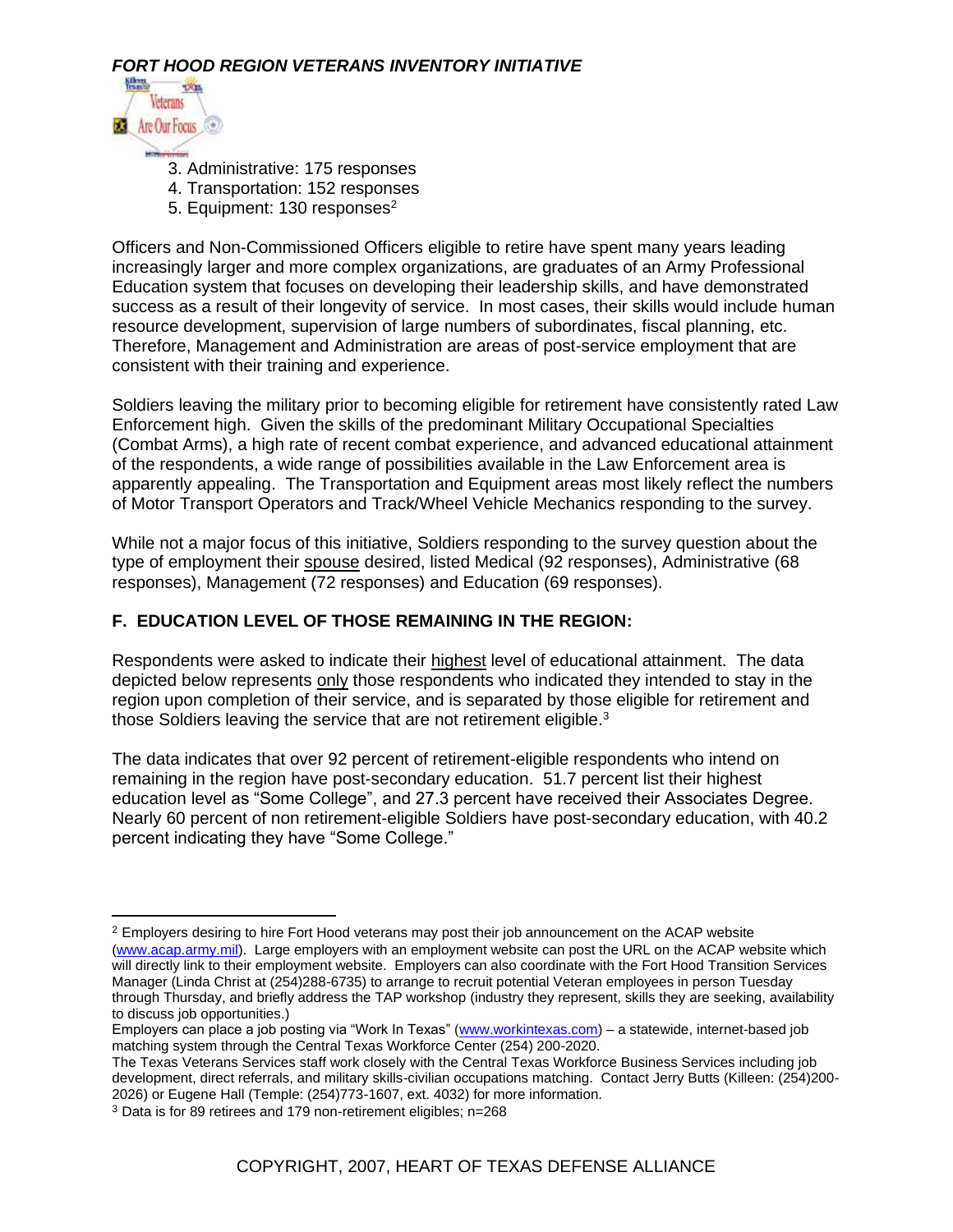3. Administrative: 175 responses
4. Transportation: 152 responses
5. Equipment: 130 responses[2]

Officers and Non-Commissioned Officers eligible to retire have spent many years leading increasingly larger and more complex organizations, are graduates of an Army Professional Education system that focuses on developing their leadership skills, and have demonstrated success as a result of their longevity of service. In most cases, their skills would include human resource development, supervision of large numbers of subordinates, fiscal planning, etc. Therefore, Management and Administration are areas of post-service employment that are consistent with their training and experience.

Soldiers leaving the military prior to becoming eligible for retirement have consistently rated Law Enforcement high. Given the skills of the predominant Military Occupational Specialties (Combat Arms), a high rate of recent combat experience, and advanced educational attainment of the respondents, a wide range of possibilities available in the Law Enforcement area is apparently appealing. The Transportation and Equipment areas most likely reflect the numbers of Motor Transport Operators and Track/Wheel Vehicle Mechanics responding to the survey.

While not a major focus of this initiative, Soldiers responding to the survey question about the type of employment their spouse desired, listed Medical (92 responses), Administrative (68 responses), Management (72 responses) and Education (69 responses).

## F. EDUCATION LEVEL OF THOSE REMAINING IN THE REGION:

Respondents were asked to indicate their highest level of educational attainment. The data depicted below represents only those respondents who indicated they intended to stay in the region upon completion of their service, and is separated by those eligible for retirement and those Soldiers leaving the service that are not retirement eligible.[3]

The data indicates that over 92 percent of retirement-eligible respondents who intend on remaining in the region have post-secondary education. 51.7 percent list their highest education level as "Some College", and 27.3 percent have received their Associates Degree. Nearly 60 percent of non retirement-eligible Soldiers have post-secondary education, with 40.2 percent indicating they have "Some College."

---

[2] Employers desiring to hire Fort Hood veterans may post their job announcement on the ACAP website (www.acap.army.mil). Large employers with an employment website can post the URL on the ACAP website which will directly link to their employment website. Employers can also coordinate with the Fort Hood Transition Services Manager (Linda Christ at (254)288-6735) to arrange to recruit potential Veteran employees in person Tuesday through Thursday, and briefly address the TAP workshop (industry they represent, skills they are seeking, availability to discuss job opportunities.)
Employers can place a job posting via "Work In Texas" (www.workintexas.com) – a statewide, internet-based job matching system through the Central Texas Workforce Center (254) 200-2020.
The Texas Veterans Services staff work closely with the Central Texas Workforce Business Services including job development, direct referrals, and military skills-civilian occupations matching. Contact Jerry Butts (Killeen: (254)200-2026) or Eugene Hall (Temple: (254)773-1607, ext. 4032) for more information.

[3] Data is for 89 retirees and 179 non-retirement eligibles; n=268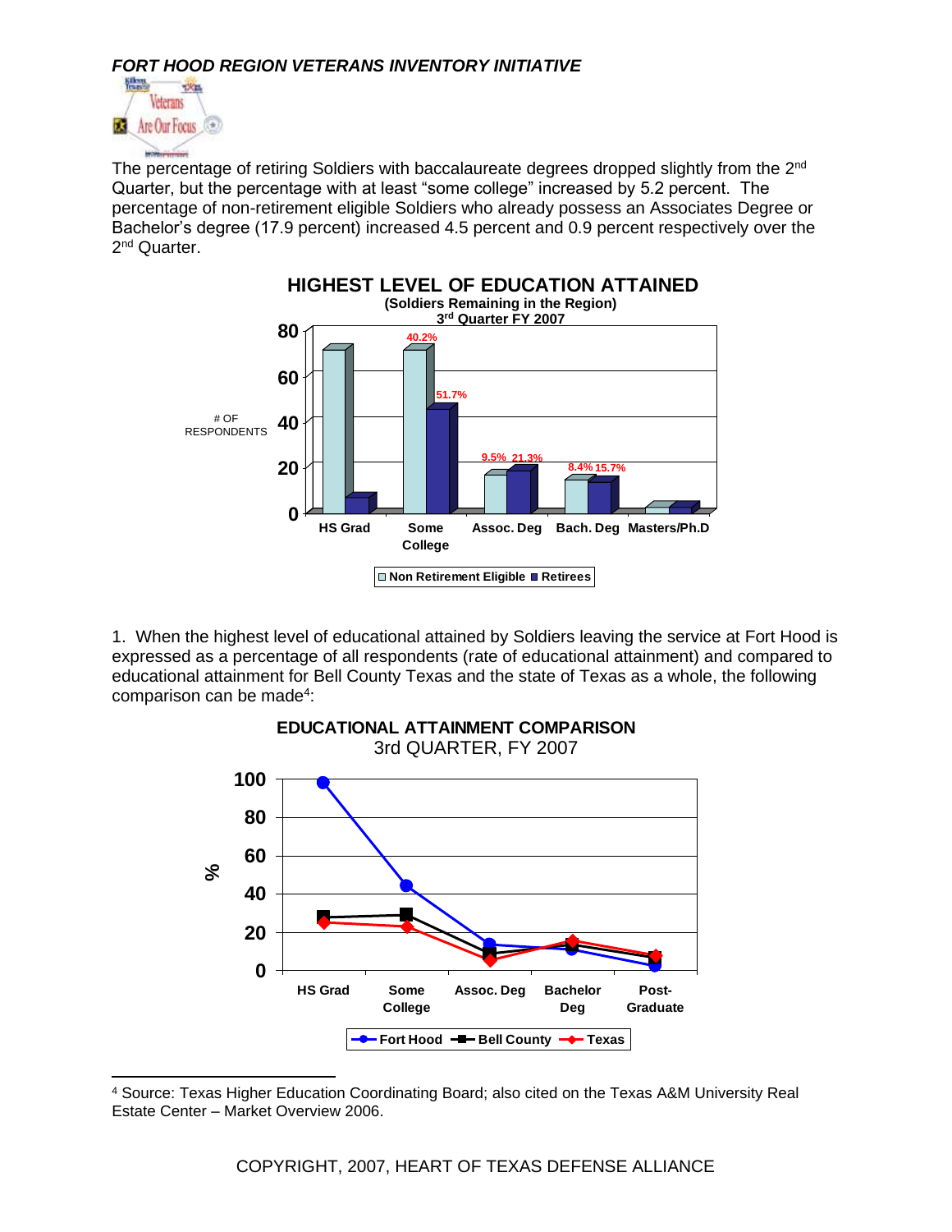*FORT HOOD REGION VETERANS INVENTORY INITIATIVE*

The percentage of retiring Soldiers with baccalaureate degrees dropped slightly from the 2nd Quarter, but the percentage with at least "some college" increased by 5.2 percent. The percentage of non-retirement eligible Soldiers who already possess an Associates Degree or Bachelor's degree (17.9 percent) increased 4.5 percent and 0.9 percent respectively over the 2nd Quarter.

**HIGHEST LEVEL OF EDUCATION ATTAINED**
**(Soldiers Remaining in the Region)**
**3rd Quarter FY 2007**

1. When the highest level of educational attained by Soldiers leaving the service at Fort Hood is expressed as a percentage of all respondents (rate of educational attainment) and compared to educational attainment for Bell County Texas and the state of Texas as a whole, the following comparison can be made[4]:

**EDUCATIONAL ATTAINMENT COMPARISON**
3rd QUARTER, FY 2007

[4] Source: Texas Higher Education Coordinating Board; also cited on the Texas A&M University Real Estate Center – Market Overview 2006.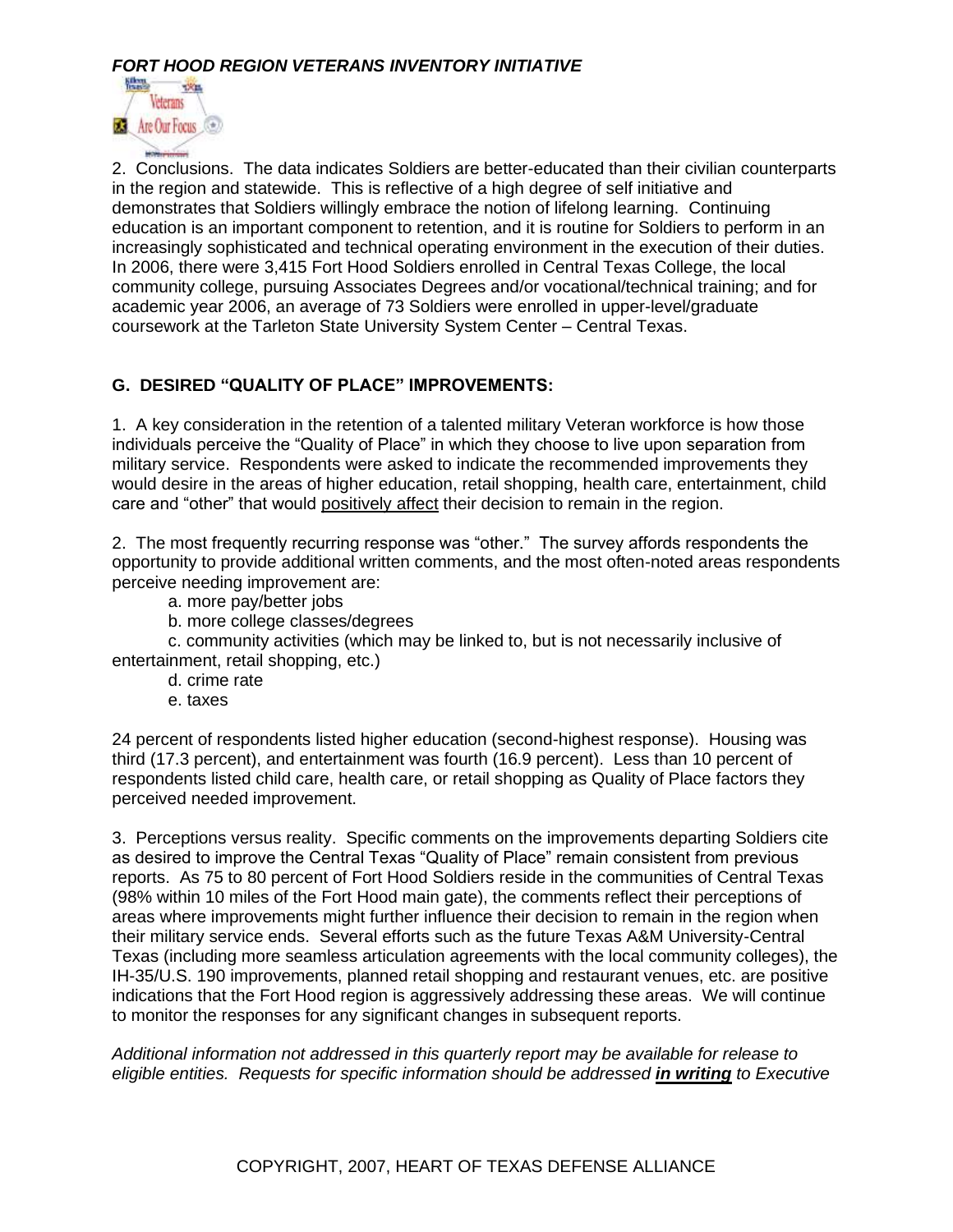2. Conclusions. The data indicates Soldiers are better-educated than their civilian counterparts in the region and statewide. This is reflective of a high degree of self initiative and demonstrates that Soldiers willingly embrace the notion of lifelong learning. Continuing education is an important component to retention, and it is routine for Soldiers to perform in an increasingly sophisticated and technical operating environment in the execution of their duties. In 2006, there were 3,415 Fort Hood Soldiers enrolled in Central Texas College, the local community college, pursuing Associates Degrees and/or vocational/technical training; and for academic year 2006, an average of 73 Soldiers were enrolled in upper-level/graduate coursework at the Tarleton State University System Center – Central Texas.

## G. DESIRED "QUALITY OF PLACE" IMPROVEMENTS:

1. A key consideration in the retention of a talented military Veteran workforce is how those individuals perceive the "Quality of Place" in which they choose to live upon separation from military service. Respondents were asked to indicate the recommended improvements they would desire in the areas of higher education, retail shopping, health care, entertainment, child care and "other" that would positively affect their decision to remain in the region.

2. The most frequently recurring response was "other." The survey affords respondents the opportunity to provide additional written comments, and the most often-noted areas respondents perceive needing improvement are:

   a. more pay/better jobs
   
   b. more college classes/degrees
   
   c. community activities (which may be linked to, but is not necessarily inclusive of entertainment, retail shopping, etc.)
   
   d. crime rate
   
   e. taxes

24 percent of respondents listed higher education (second-highest response). Housing was third (17.3 percent), and entertainment was fourth (16.9 percent). Less than 10 percent of respondents listed child care, health care, or retail shopping as Quality of Place factors they perceived needed improvement.

3. Perceptions versus reality. Specific comments on the improvements departing Soldiers cite as desired to improve the Central Texas "Quality of Place" remain consistent from previous reports. As 75 to 80 percent of Fort Hood Soldiers reside in the communities of Central Texas (98% within 10 miles of the Fort Hood main gate), the comments reflect their perceptions of areas where improvements might further influence their decision to remain in the region when their military service ends. Several efforts such as the future Texas A&M University-Central Texas (including more seamless articulation agreements with the local community colleges), the IH-35/U.S. 190 improvements, planned retail shopping and restaurant venues, etc. are positive indications that the Fort Hood region is aggressively addressing these areas. We will continue to monitor the responses for any significant changes in subsequent reports.

*Additional information not addressed in this quarterly report may be available for release to eligible entities. Requests for specific information should be addressed **in writing** to Executive*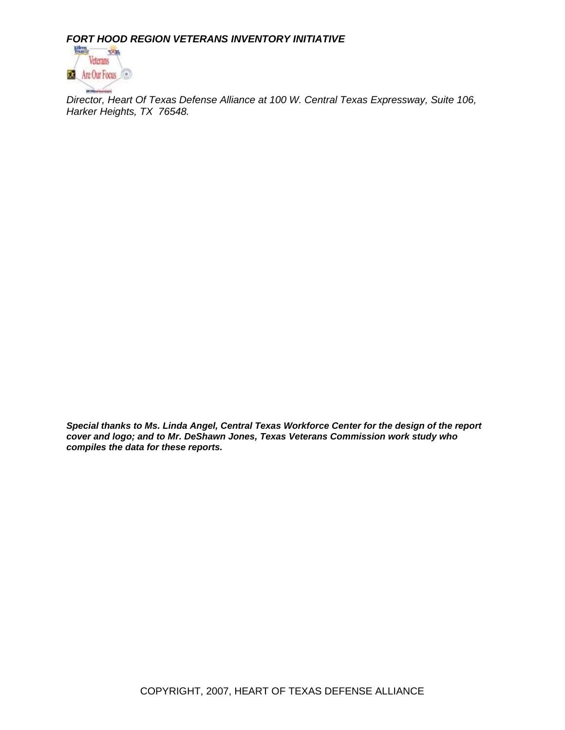***FORT HOOD REGION VETERANS INVENTORY INITIATIVE***

*Director, Heart Of Texas Defense Alliance at 100 W. Central Texas Expressway, Suite 106, Harker Heights, TX 76548.*

***Special thanks to Ms. Linda Angel, Central Texas Workforce Center for the design of the report cover and logo; and to Mr. DeShawn Jones, Texas Veterans Commission work study who compiles the data for these reports.***

COPYRIGHT, 2007, HEART OF TEXAS DEFENSE ALLIANCE